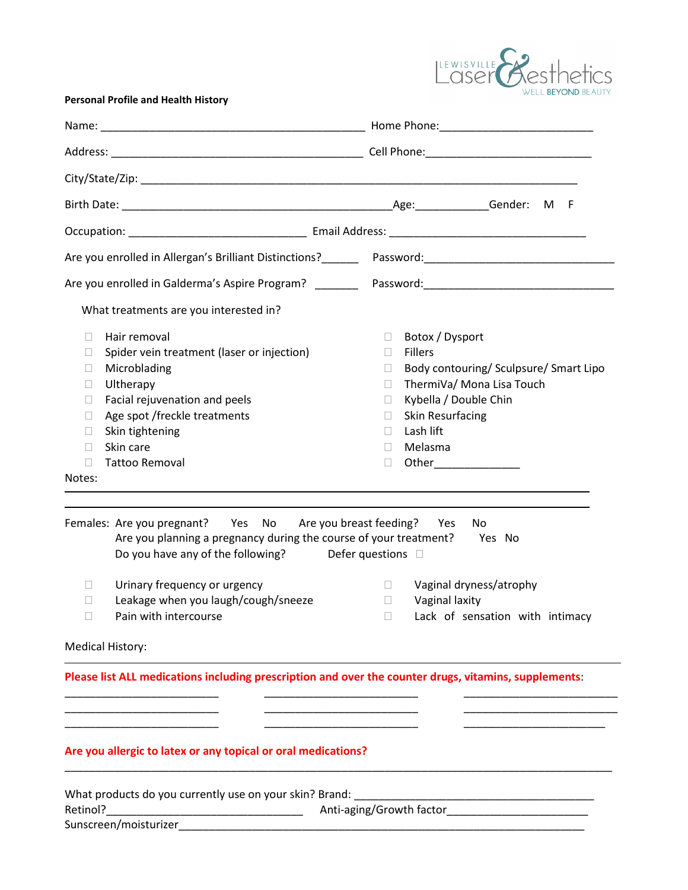LEWISVILLE Laser & Aesthetics
WELL BEYOND BEAUTY

**Personal Profile and Health History**

Name: ____________________________________________ Home Phone:_________________________

Address: __________________________________________ Cell Phone:___________________________

City/State/Zip: _________________________________________________________________________

Birth Date: _____________________________________________Age:____________Gender: M F

Occupation: _____________________________ Email Address: ________________________________

Are you enrolled in Allergan's Brilliant Distinctions?______ Password:________________________________

Are you enrolled in Galderma's Aspire Program? _______ Password:________________________________

What treatments are you interested in?

- ☐ Hair removal
- ☐ Spider vein treatment (laser or injection)
- ☐ Microblading
- ☐ Ultherapy
- ☐ Facial rejuvenation and peels
- ☐ Age spot /freckle treatments
- ☐ Skin tightening
- ☐ Skin care
- ☐ Tattoo Removal
- ☐ Botox / Dysport
- ☐ Fillers
- ☐ Body contouring/ Sculpsure/ Smart Lipo
- ☐ ThermiVa/ Mona Lisa Touch
- ☐ Kybella / Double Chin
- ☐ Skin Resurfacing
- ☐ Lash lift
- ☐ Melasma
- ☐ Other______________

Notes:

_____________________________________________________________________________________

_____________________________________________________________________________________

Females: Are you pregnant? Yes No Are you breast feeding? Yes No

Are you planning a pregnancy during the course of your treatment? Yes No

Do you have any of the following? Defer questions ☐

- ☐ Urinary frequency or urgency
- ☐ Leakage when you laugh/cough/sneeze
- ☐ Pain with intercourse
- ☐ Vaginal dryness/atrophy
- ☐ Vaginal laxity
- ☐ Lack of sensation with intimacy

Medical History:

_____________________________________________________________________________________

**Please list ALL medications including prescription and over the counter drugs, vitamins, supplements**:

__________________________ __________________________ __________________________

__________________________ __________________________ __________________________

__________________________ __________________________ ________________________

**Are you allergic to latex or any topical or oral medications?**

_____________________________________________________________________________________

What products do you currently use on your skin? Brand: _________________________________________

Retinol?_________________________________ Anti-aging/Growth factor________________________

Sunscreen/moisturizer____________________________________________________________________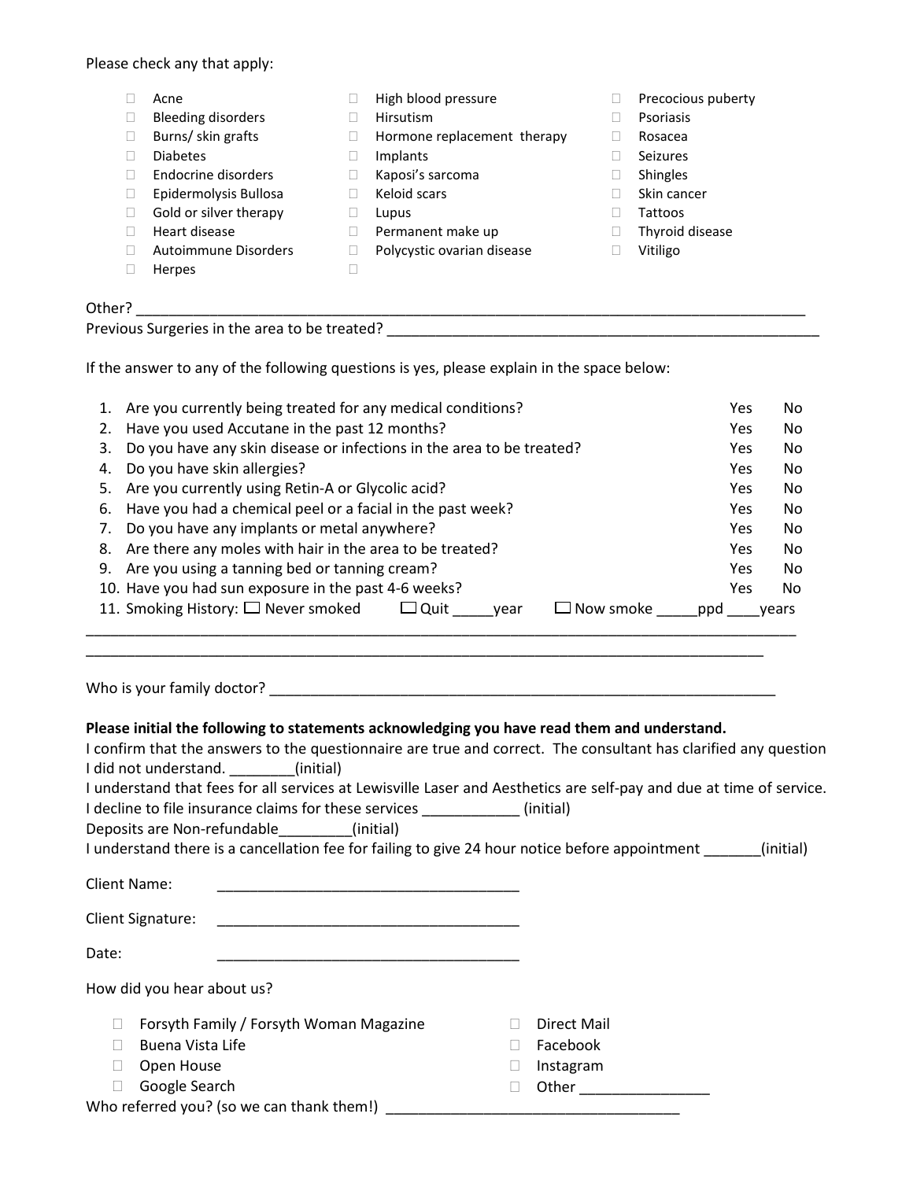Please check any that apply:

- ☐ Acne
- ☐ Bleeding disorders
- ☐ Burns/ skin grafts
- ☐ Diabetes
- ☐ Endocrine disorders
- ☐ Epidermolysis Bullosa
- ☐ Gold or silver therapy
- ☐ Heart disease
- ☐ Autoimmune Disorders
- ☐ Herpes
- ☐ High blood pressure
- ☐ Hirsutism
- ☐ Hormone replacement therapy
- ☐ Implants
- ☐ Kaposi's sarcoma
- ☐ Keloid scars
- ☐ Lupus
- ☐ Permanent make up
- ☐ Polycystic ovarian disease
- ☐
- ☐ Precocious puberty
- ☐ Psoriasis
- ☐ Rosacea
- ☐ Seizures
- ☐ Shingles
- ☐ Skin cancer
- ☐ Tattoos
- ☐ Thyroid disease
- ☐ Vitiligo

Other? ___________________________________________________________________________________

Previous Surgeries in the area to be treated? ________________________________________________________

If the answer to any of the following questions is yes, please explain in the space below:

1. Are you currently being treated for any medical conditions? Yes No
2. Have you used Accutane in the past 12 months? Yes No
3. Do you have any skin disease or infections in the area to be treated? Yes No
4. Do you have skin allergies? Yes No
5. Are you currently using Retin-A or Glycolic acid? Yes No
6. Have you had a chemical peel or a facial in the past week? Yes No
7. Do you have any implants or metal anywhere? Yes No
8. Are there any moles with hair in the area to be treated? Yes No
9. Are you using a tanning bed or tanning cream? Yes No
10. Have you had sun exposure in the past 4-6 weeks? Yes No
11. Smoking History: ☐ Never smoked ☐ Quit _____year ☐ Now smoke _____ppd ____years

_____________________________________________________________________________________________

_____________________________________________________________________________________________

Who is your family doctor? _________________________________________________________________

**Please initial the following to statements acknowledging you have read them and understand.**

I confirm that the answers to the questionnaire are true and correct. The consultant has clarified any question I did not understand. ________(initial)

I understand that fees for all services at Lewisville Laser and Aesthetics are self-pay and due at time of service. I decline to file insurance claims for these services ____________ (initial)

Deposits are Non-refundable_________(initial)

I understand there is a cancellation fee for failing to give 24 hour notice before appointment _______(initial)

Client Name: _____________________________________

Client Signature: _____________________________________

Date: _____________________________________

How did you hear about us?

- ☐ Forsyth Family / Forsyth Woman Magazine
- ☐ Buena Vista Life
- ☐ Open House
- ☐ Google Search
- ☐ Direct Mail
- ☐ Facebook
- ☐ Instagram
- ☐ Other _______________

Who referred you? (so we can thank them!) ____________________________________